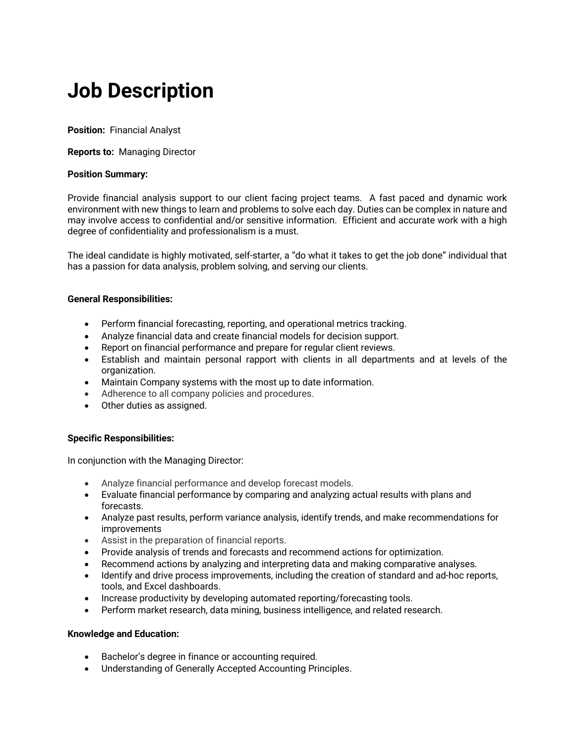# Job Description

**Position:** Financial Analyst

**Reports to:** Managing Director

**Position Summary:**

Provide financial analysis support to our client facing project teams. A fast paced and dynamic work environment with new things to learn and problems to solve each day. Duties can be complex in nature and may involve access to confidential and/or sensitive information. Efficient and accurate work with a high degree of confidentiality and professionalism is a must.

The ideal candidate is highly motivated, self-starter, a “do what it takes to get the job done” individual that has a passion for data analysis, problem solving, and serving our clients.

**General Responsibilities:**

- Perform financial forecasting, reporting, and operational metrics tracking.
- Analyze financial data and create financial models for decision support.
- Report on financial performance and prepare for regular client reviews.
- Establish and maintain personal rapport with clients in all departments and at levels of the organization.
- Maintain Company systems with the most up to date information.
- Adherence to all company policies and procedures.
- Other duties as assigned.

**Specific Responsibilities:**

In conjunction with the Managing Director:

- Analyze financial performance and develop forecast models.
- Evaluate financial performance by comparing and analyzing actual results with plans and forecasts.
- Analyze past results, perform variance analysis, identify trends, and make recommendations for improvements
- Assist in the preparation of financial reports.
- Provide analysis of trends and forecasts and recommend actions for optimization.
- Recommend actions by analyzing and interpreting data and making comparative analyses.
- Identify and drive process improvements, including the creation of standard and ad-hoc reports, tools, and Excel dashboards.
- Increase productivity by developing automated reporting/forecasting tools.
- Perform market research, data mining, business intelligence, and related research.

**Knowledge and Education:**

- Bachelor’s degree in finance or accounting required.
- Understanding of Generally Accepted Accounting Principles.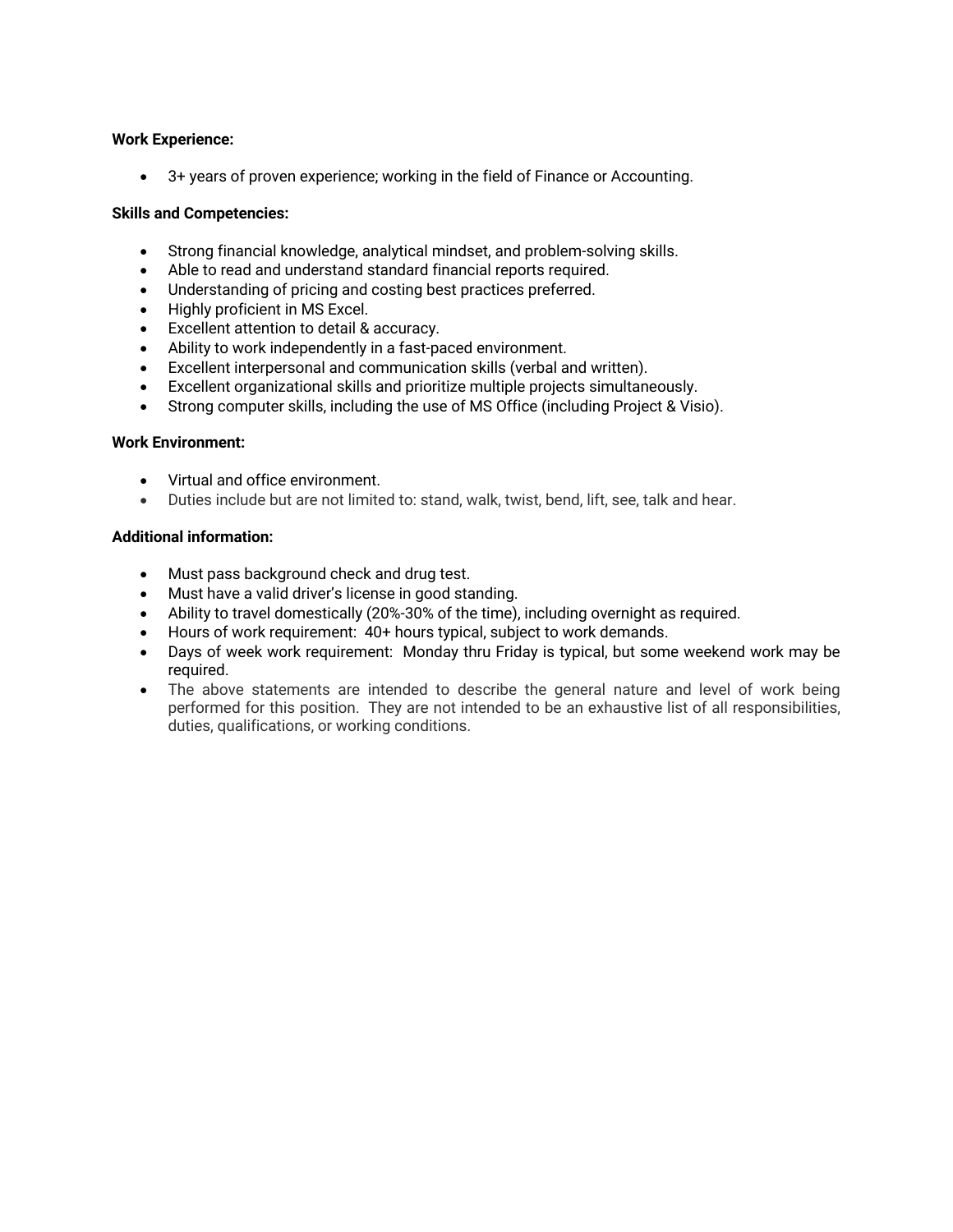**Work Experience:**

- 3+ years of proven experience; working in the field of Finance or Accounting.

**Skills and Competencies:**

- Strong financial knowledge, analytical mindset, and problem-solving skills.
- Able to read and understand standard financial reports required.
- Understanding of pricing and costing best practices preferred.
- Highly proficient in MS Excel.
- Excellent attention to detail & accuracy.
- Ability to work independently in a fast-paced environment.
- Excellent interpersonal and communication skills (verbal and written).
- Excellent organizational skills and prioritize multiple projects simultaneously.
- Strong computer skills, including the use of MS Office (including Project & Visio).

**Work Environment:**

- Virtual and office environment.
- Duties include but are not limited to: stand, walk, twist, bend, lift, see, talk and hear.

**Additional information:**

- Must pass background check and drug test.
- Must have a valid driver's license in good standing.
- Ability to travel domestically (20%-30% of the time), including overnight as required.
- Hours of work requirement: 40+ hours typical, subject to work demands.
- Days of week work requirement: Monday thru Friday is typical, but some weekend work may be required.
- The above statements are intended to describe the general nature and level of work being performed for this position. They are not intended to be an exhaustive list of all responsibilities, duties, qualifications, or working conditions.